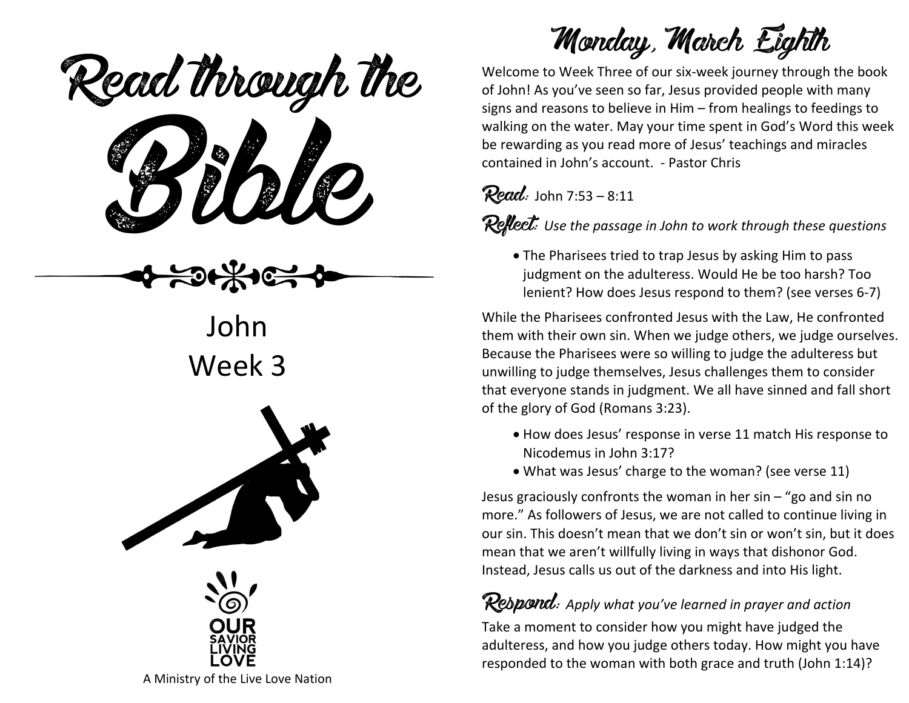# Read through the Bible

John
Week 3

A Ministry of the Live Love Nation

## Monday, March Eighth

Welcome to Week Three of our six-week journey through the book of John! As you've seen so far, Jesus provided people with many signs and reasons to believe in Him – from healings to feedings to walking on the water. May your time spent in God's Word this week be rewarding as you read more of Jesus' teachings and miracles contained in John's account. - Pastor Chris

**Read:** John 7:53 – 8:11

**Reflect:** *Use the passage in John to work through these questions*

- The Pharisees tried to trap Jesus by asking Him to pass judgment on the adulteress. Would He be too harsh? Too lenient? How does Jesus respond to them? (see verses 6-7)

While the Pharisees confronted Jesus with the Law, He confronted them with their own sin. When we judge others, we judge ourselves. Because the Pharisees were so willing to judge the adulteress but unwilling to judge themselves, Jesus challenges them to consider that everyone stands in judgment. We all have sinned and fall short of the glory of God (Romans 3:23).

- How does Jesus' response in verse 11 match His response to Nicodemus in John 3:17?
- What was Jesus' charge to the woman? (see verse 11)

Jesus graciously confronts the woman in her sin – "go and sin no more." As followers of Jesus, we are not called to continue living in our sin. This doesn't mean that we don't sin or won't sin, but it does mean that we aren't willfully living in ways that dishonor God. Instead, Jesus calls us out of the darkness and into His light.

**Respond:** *Apply what you've learned in prayer and action*

Take a moment to consider how you might have judged the adulteress, and how you judge others today. How might you have responded to the woman with both grace and truth (John 1:14)?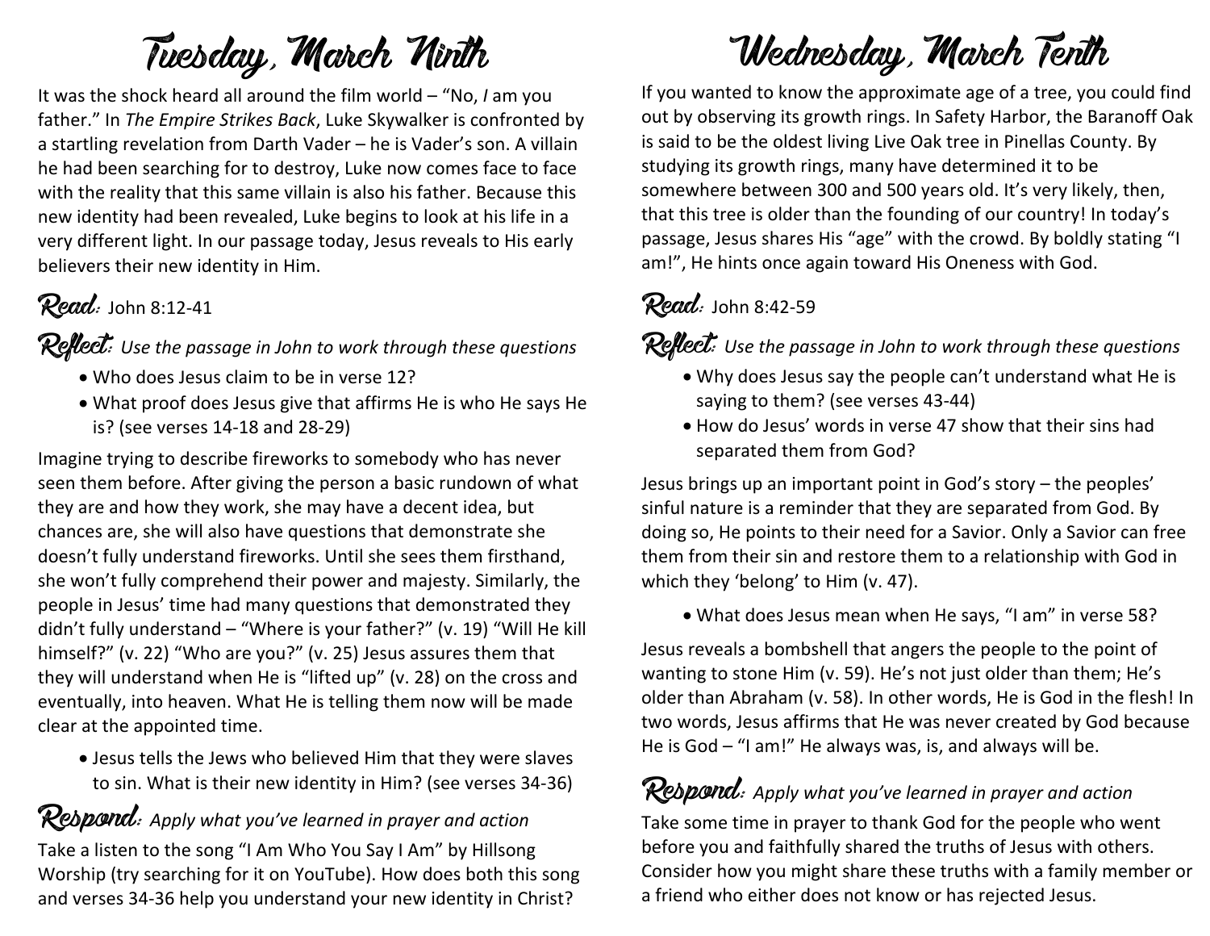# Tuesday, March Ninth

It was the shock heard all around the film world – "No, *I* am you father." In *The Empire Strikes Back*, Luke Skywalker is confronted by a startling revelation from Darth Vader – he is Vader's son. A villain he had been searching for to destroy, Luke now comes face to face with the reality that this same villain is also his father. Because this new identity had been revealed, Luke begins to look at his life in a very different light. In our passage today, Jesus reveals to His early believers their new identity in Him.

## Read: John 8:12-41

## Reflect: *Use the passage in John to work through these questions*

- Who does Jesus claim to be in verse 12?
- What proof does Jesus give that affirms He is who He says He is? (see verses 14-18 and 28-29)

Imagine trying to describe fireworks to somebody who has never seen them before. After giving the person a basic rundown of what they are and how they work, she may have a decent idea, but chances are, she will also have questions that demonstrate she doesn't fully understand fireworks. Until she sees them firsthand, she won't fully comprehend their power and majesty. Similarly, the people in Jesus' time had many questions that demonstrated they didn't fully understand – "Where is your father?" (v. 19) "Will He kill himself?" (v. 22) "Who are you?" (v. 25) Jesus assures them that they will understand when He is "lifted up" (v. 28) on the cross and eventually, into heaven. What He is telling them now will be made clear at the appointed time.

- Jesus tells the Jews who believed Him that they were slaves to sin. What is their new identity in Him? (see verses 34-36)

## Respond: *Apply what you've learned in prayer and action*

Take a listen to the song "I Am Who You Say I Am" by Hillsong Worship (try searching for it on YouTube). How does both this song and verses 34-36 help you understand your new identity in Christ?

# Wednesday, March Tenth

If you wanted to know the approximate age of a tree, you could find out by observing its growth rings. In Safety Harbor, the Baranoff Oak is said to be the oldest living Live Oak tree in Pinellas County. By studying its growth rings, many have determined it to be somewhere between 300 and 500 years old. It's very likely, then, that this tree is older than the founding of our country! In today's passage, Jesus shares His "age" with the crowd. By boldly stating "I am!", He hints once again toward His Oneness with God.

## Read: John 8:42-59

## Reflect: *Use the passage in John to work through these questions*

- Why does Jesus say the people can't understand what He is saying to them? (see verses 43-44)
- How do Jesus' words in verse 47 show that their sins had separated them from God?

Jesus brings up an important point in God's story – the peoples' sinful nature is a reminder that they are separated from God. By doing so, He points to their need for a Savior. Only a Savior can free them from their sin and restore them to a relationship with God in which they 'belong' to Him (v. 47).

- What does Jesus mean when He says, "I am" in verse 58?

Jesus reveals a bombshell that angers the people to the point of wanting to stone Him (v. 59). He's not just older than them; He's older than Abraham (v. 58). In other words, He is God in the flesh! In two words, Jesus affirms that He was never created by God because He is God – "I am!" He always was, is, and always will be.

## Respond: *Apply what you've learned in prayer and action*

Take some time in prayer to thank God for the people who went before you and faithfully shared the truths of Jesus with others. Consider how you might share these truths with a family member or a friend who either does not know or has rejected Jesus.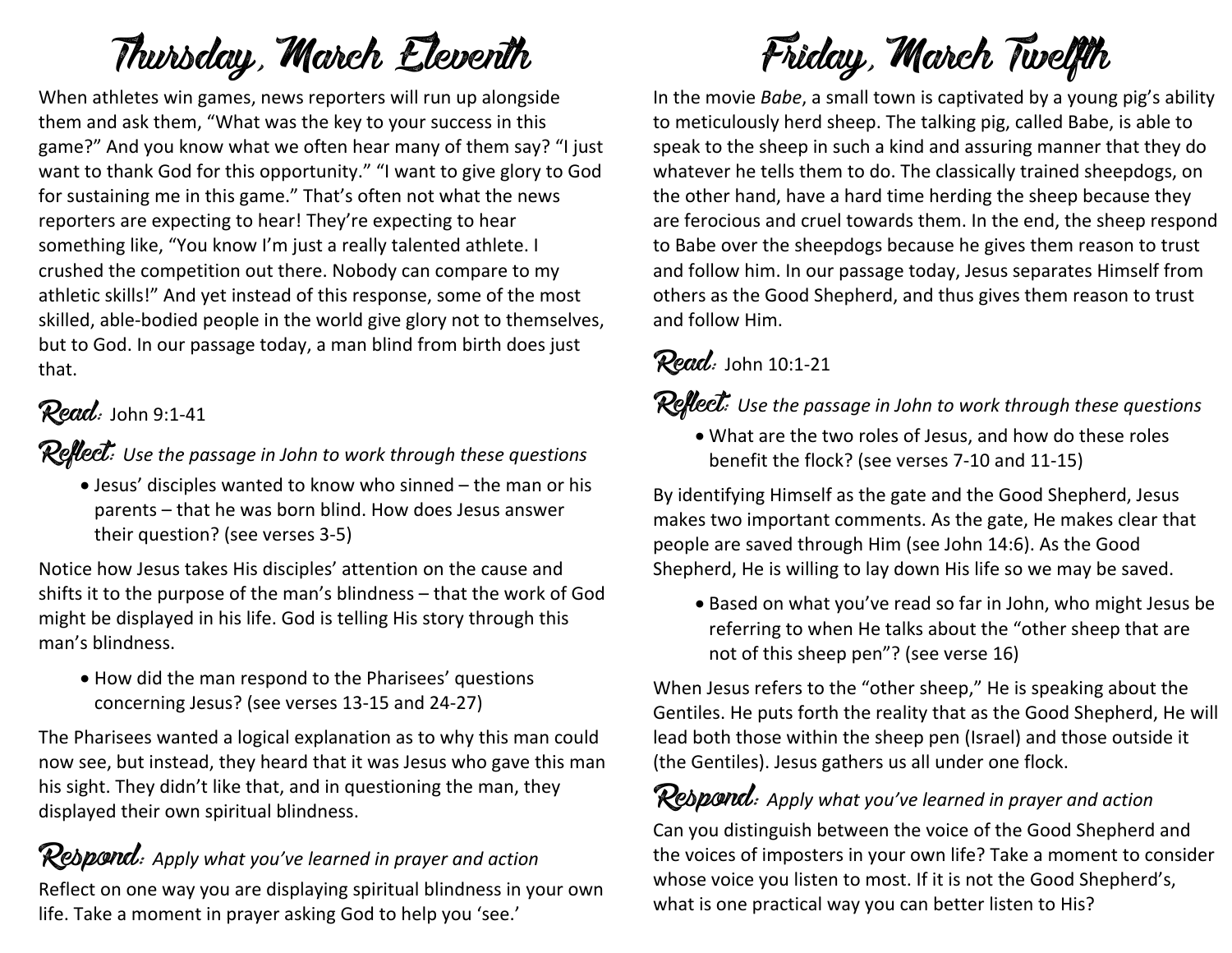# Thursday, March Eleventh

When athletes win games, news reporters will run up alongside them and ask them, "What was the key to your success in this game?" And you know what we often hear many of them say? "I just want to thank God for this opportunity." "I want to give glory to God for sustaining me in this game." That's often not what the news reporters are expecting to hear! They're expecting to hear something like, "You know I'm just a really talented athlete. I crushed the competition out there. Nobody can compare to my athletic skills!" And yet instead of this response, some of the most skilled, able-bodied people in the world give glory not to themselves, but to God. In our passage today, a man blind from birth does just that.

## Read: John 9:1-41

## Reflect: *Use the passage in John to work through these questions*

- Jesus' disciples wanted to know who sinned – the man or his parents – that he was born blind. How does Jesus answer their question? (see verses 3-5)

Notice how Jesus takes His disciples' attention on the cause and shifts it to the purpose of the man's blindness – that the work of God might be displayed in his life. God is telling His story through this man's blindness.

- How did the man respond to the Pharisees' questions concerning Jesus? (see verses 13-15 and 24-27)

The Pharisees wanted a logical explanation as to why this man could now see, but instead, they heard that it was Jesus who gave this man his sight. They didn't like that, and in questioning the man, they displayed their own spiritual blindness.

## Respond: *Apply what you've learned in prayer and action*

Reflect on one way you are displaying spiritual blindness in your own life. Take a moment in prayer asking God to help you 'see.'

# Friday, March Twelfth

In the movie *Babe*, a small town is captivated by a young pig's ability to meticulously herd sheep. The talking pig, called Babe, is able to speak to the sheep in such a kind and assuring manner that they do whatever he tells them to do. The classically trained sheepdogs, on the other hand, have a hard time herding the sheep because they are ferocious and cruel towards them. In the end, the sheep respond to Babe over the sheepdogs because he gives them reason to trust and follow him. In our passage today, Jesus separates Himself from others as the Good Shepherd, and thus gives them reason to trust and follow Him.

## Read: John 10:1-21

## Reflect: *Use the passage in John to work through these questions*

- What are the two roles of Jesus, and how do these roles benefit the flock? (see verses 7-10 and 11-15)

By identifying Himself as the gate and the Good Shepherd, Jesus makes two important comments. As the gate, He makes clear that people are saved through Him (see John 14:6). As the Good Shepherd, He is willing to lay down His life so we may be saved.

- Based on what you've read so far in John, who might Jesus be referring to when He talks about the "other sheep that are not of this sheep pen"? (see verse 16)

When Jesus refers to the "other sheep," He is speaking about the Gentiles. He puts forth the reality that as the Good Shepherd, He will lead both those within the sheep pen (Israel) and those outside it (the Gentiles). Jesus gathers us all under one flock.

## Respond: *Apply what you've learned in prayer and action*

Can you distinguish between the voice of the Good Shepherd and the voices of imposters in your own life? Take a moment to consider whose voice you listen to most. If it is not the Good Shepherd's, what is one practical way you can better listen to His?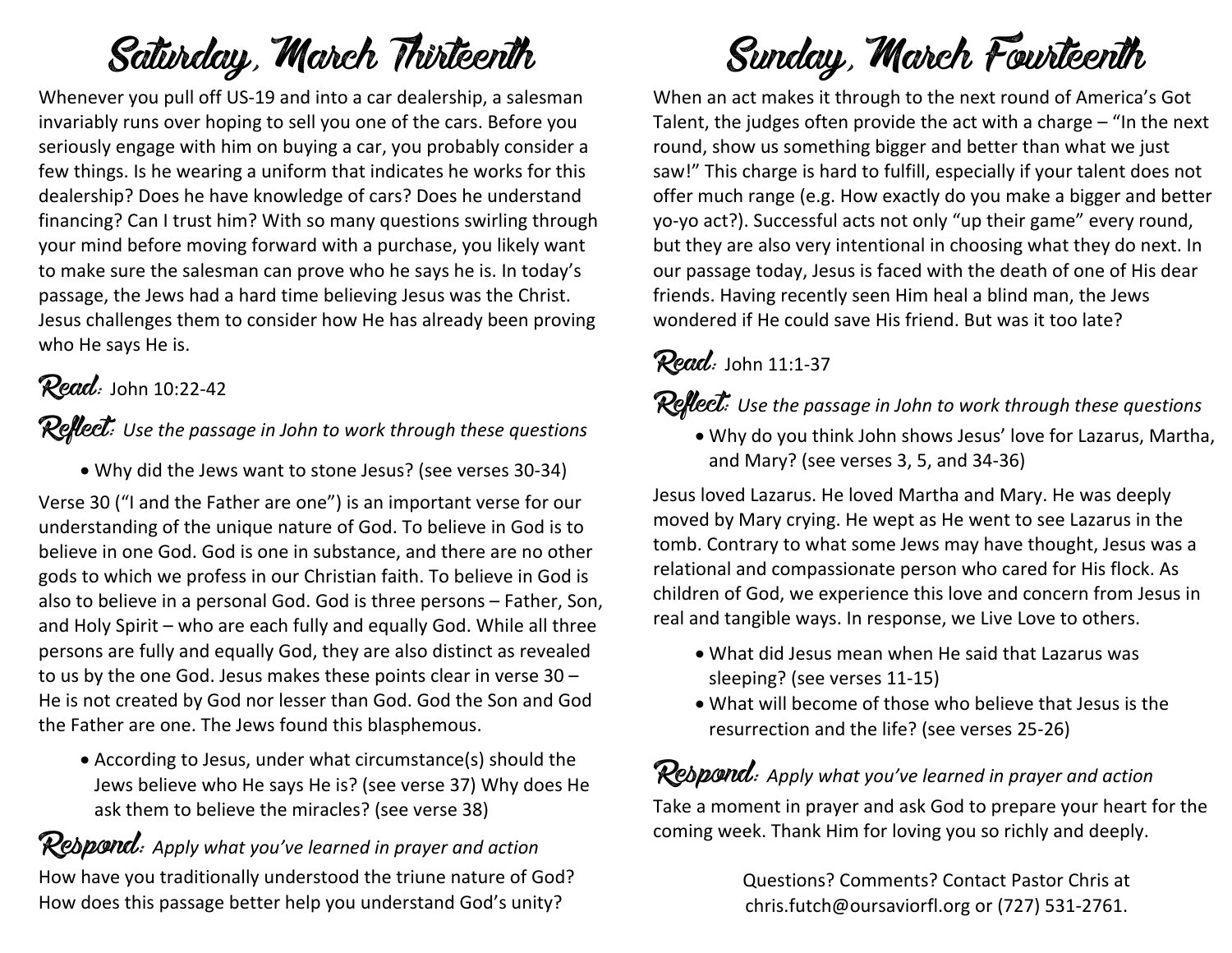# Saturday, March Thirteenth

Whenever you pull off US-19 and into a car dealership, a salesman invariably runs over hoping to sell you one of the cars. Before you seriously engage with him on buying a car, you probably consider a few things. Is he wearing a uniform that indicates he works for this dealership? Does he have knowledge of cars? Does he understand financing? Can I trust him? With so many questions swirling through your mind before moving forward with a purchase, you likely want to make sure the salesman can prove who he says he is. In today's passage, the Jews had a hard time believing Jesus was the Christ. Jesus challenges them to consider how He has already been proving who He says He is.

**Read:** John 10:22-42

**Reflect:** *Use the passage in John to work through these questions*

- Why did the Jews want to stone Jesus? (see verses 30-34)

Verse 30 ("I and the Father are one") is an important verse for our understanding of the unique nature of God. To believe in God is to believe in one God. God is one in substance, and there are no other gods to which we profess in our Christian faith. To believe in God is also to believe in a personal God. God is three persons – Father, Son, and Holy Spirit – who are each fully and equally God. While all three persons are fully and equally God, they are also distinct as revealed to us by the one God. Jesus makes these points clear in verse 30 – He is not created by God nor lesser than God. God the Son and God the Father are one. The Jews found this blasphemous.

- According to Jesus, under what circumstance(s) should the Jews believe who He says He is? (see verse 37) Why does He ask them to believe the miracles? (see verse 38)

**Respond:** *Apply what you've learned in prayer and action*

How have you traditionally understood the triune nature of God? How does this passage better help you understand God's unity?

# Sunday, March Fourteenth

When an act makes it through to the next round of America's Got Talent, the judges often provide the act with a charge – "In the next round, show us something bigger and better than what we just saw!" This charge is hard to fulfill, especially if your talent does not offer much range (e.g. How exactly do you make a bigger and better yo-yo act?). Successful acts not only "up their game" every round, but they are also very intentional in choosing what they do next. In our passage today, Jesus is faced with the death of one of His dear friends. Having recently seen Him heal a blind man, the Jews wondered if He could save His friend. But was it too late?

**Read:** John 11:1-37

**Reflect:** *Use the passage in John to work through these questions*

- Why do you think John shows Jesus' love for Lazarus, Martha, and Mary? (see verses 3, 5, and 34-36)

Jesus loved Lazarus. He loved Martha and Mary. He was deeply moved by Mary crying. He wept as He went to see Lazarus in the tomb. Contrary to what some Jews may have thought, Jesus was a relational and compassionate person who cared for His flock. As children of God, we experience this love and concern from Jesus in real and tangible ways. In response, we Live Love to others.

- What did Jesus mean when He said that Lazarus was sleeping? (see verses 11-15)
- What will become of those who believe that Jesus is the resurrection and the life? (see verses 25-26)

**Respond:** *Apply what you've learned in prayer and action*

Take a moment in prayer and ask God to prepare your heart for the coming week. Thank Him for loving you so richly and deeply.

Questions? Comments? Contact Pastor Chris at chris.futch@oursaviorfl.org or (727) 531-2761.